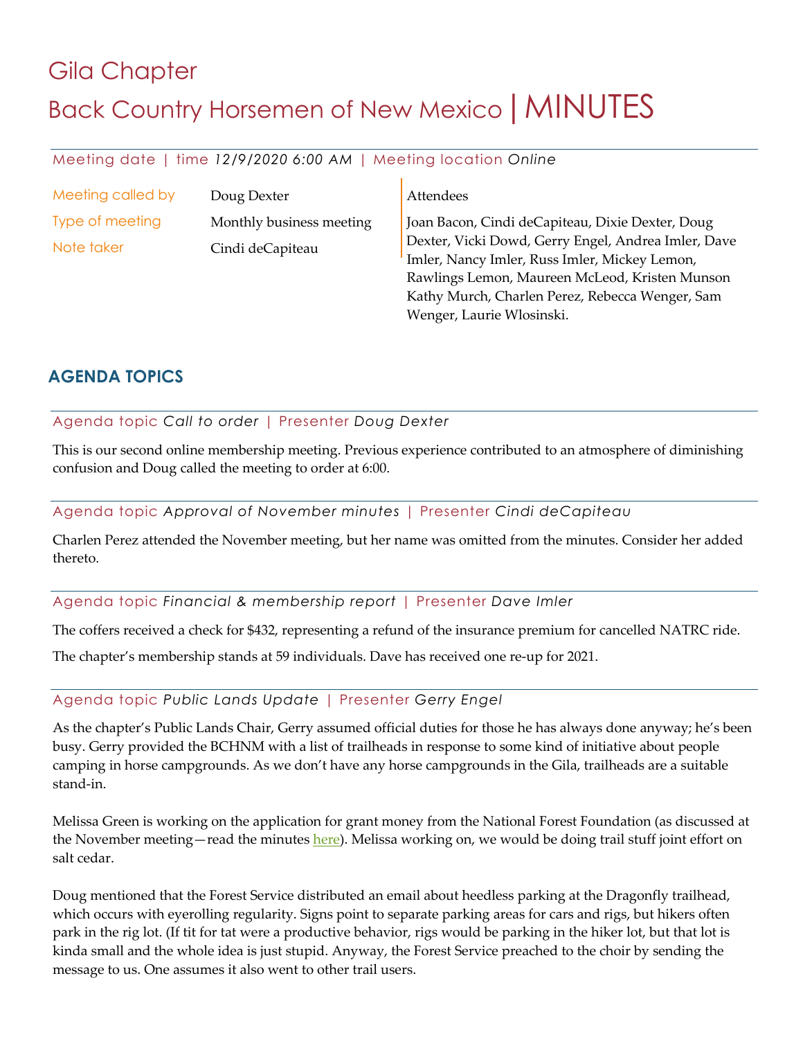# Gila Chapter

# Back Country Horsemen of New Mexico | MINUTES

Meeting date | time *12/9/2020 6:00 AM* | Meeting location *Online*

| | | |
|---|---|---|
| Meeting called by | Doug Dexter | **Attendees** |
| Type of meeting | Monthly business meeting | Joan Bacon, Cindi deCapiteau, Dixie Dexter, Doug Dexter, Vicki Dowd, Gerry Engel, Andrea Imler, Dave Imler, Nancy Imler, Russ Imler, Mickey Lemon, Rawlings Lemon, Maureen McLeod, Kristen Munson Kathy Murch, Charlen Perez, Rebecca Wenger, Sam Wenger, Laurie Wlosinski. |
| Note taker | Cindi deCapiteau | |

## AGENDA TOPICS

Agenda topic *Call to order* | Presenter *Doug Dexter*

This is our second online membership meeting. Previous experience contributed to an atmosphere of diminishing confusion and Doug called the meeting to order at 6:00.

Agenda topic *Approval of November minutes* | Presenter *Cindi deCapiteau*

Charlen Perez attended the November meeting, but her name was omitted from the minutes. Consider her added thereto.

Agenda topic *Financial & membership report* | Presenter *Dave Imler*

The coffers received a check for $432, representing a refund of the insurance premium for cancelled NATRC ride.

The chapter's membership stands at 59 individuals. Dave has received one re-up for 2021.

Agenda topic *Public Lands Update* | Presenter *Gerry Engel*

As the chapter's Public Lands Chair, Gerry assumed official duties for those he has always done anyway; he's been busy. Gerry provided the BCHNM with a list of trailheads in response to some kind of initiative about people camping in horse campgrounds. As we don't have any horse campgrounds in the Gila, trailheads are a suitable stand-in.

Melissa Green is working on the application for grant money from the National Forest Foundation (as discussed at the November meeting—read the minutes here). Melissa working on, we would be doing trail stuff joint effort on salt cedar.

Doug mentioned that the Forest Service distributed an email about heedless parking at the Dragonfly trailhead, which occurs with eyerolling regularity. Signs point to separate parking areas for cars and rigs, but hikers often park in the rig lot. (If tit for tat were a productive behavior, rigs would be parking in the hiker lot, but that lot is kinda small and the whole idea is just stupid. Anyway, the Forest Service preached to the choir by sending the message to us. One assumes it also went to other trail users.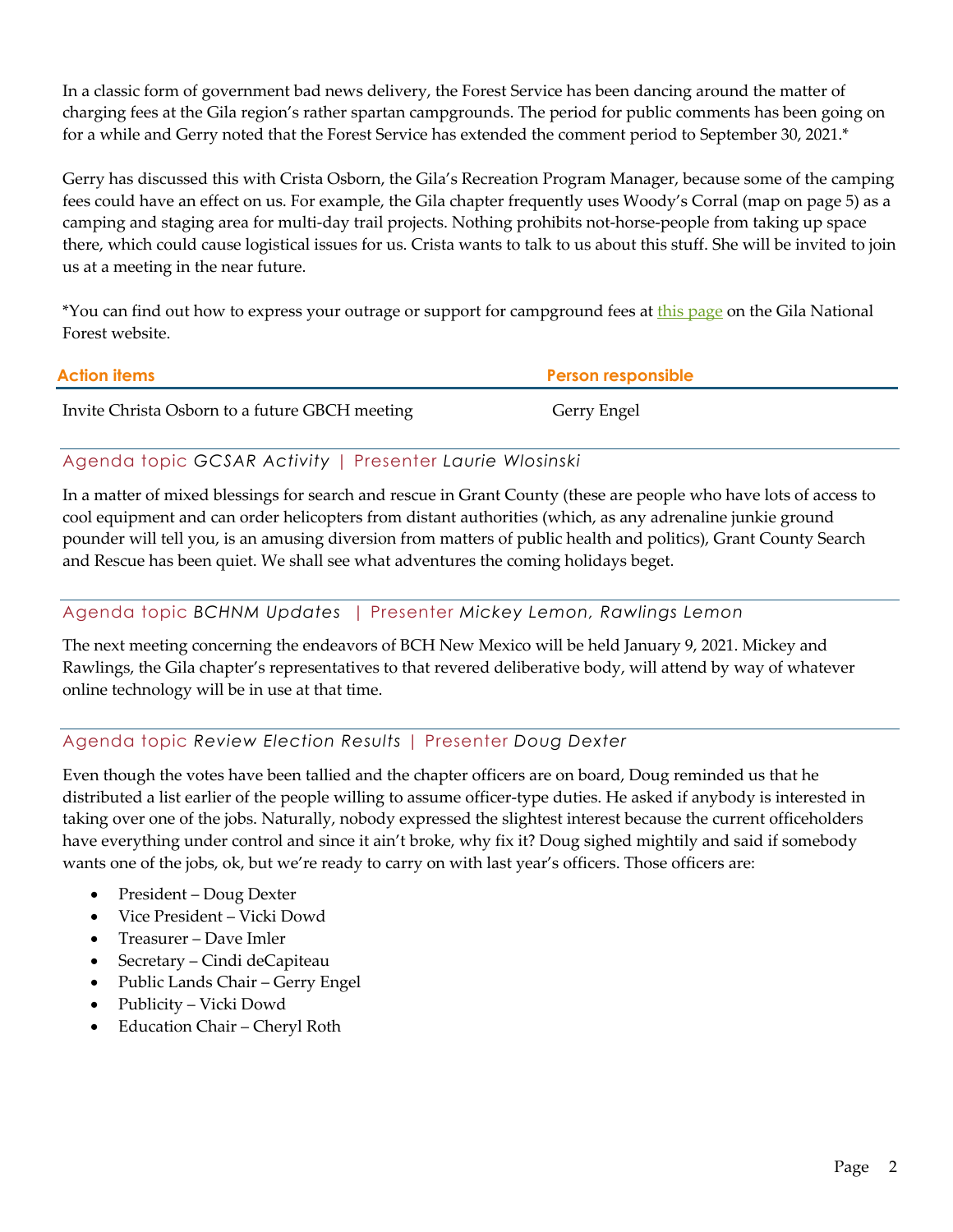In a classic form of government bad news delivery, the Forest Service has been dancing around the matter of charging fees at the Gila region's rather spartan campgrounds. The period for public comments has been going on for a while and Gerry noted that the Forest Service has extended the comment period to September 30, 2021.*

Gerry has discussed this with Crista Osborn, the Gila's Recreation Program Manager, because some of the camping fees could have an effect on us. For example, the Gila chapter frequently uses Woody's Corral (map on page 5) as a camping and staging area for multi-day trail projects. Nothing prohibits not-horse-people from taking up space there, which could cause logistical issues for us. Crista wants to talk to us about this stuff. She will be invited to join us at a meeting in the near future.

*You can find out how to express your outrage or support for campground fees at this page on the Gila National Forest website.

| Action items | Person responsible |
| --- | --- |
| Invite Christa Osborn to a future GBCH meeting | Gerry Engel |

### Agenda topic *GCSAR Activity* | Presenter *Laurie Wlosinski*

In a matter of mixed blessings for search and rescue in Grant County (these are people who have lots of access to cool equipment and can order helicopters from distant authorities (which, as any adrenaline junkie ground pounder will tell you, is an amusing diversion from matters of public health and politics), Grant County Search and Rescue has been quiet. We shall see what adventures the coming holidays beget.

### Agenda topic *BCHNM Updates* | Presenter *Mickey Lemon, Rawlings Lemon*

The next meeting concerning the endeavors of BCH New Mexico will be held January 9, 2021. Mickey and Rawlings, the Gila chapter's representatives to that revered deliberative body, will attend by way of whatever online technology will be in use at that time.

### Agenda topic *Review Election Results* | Presenter *Doug Dexter*

Even though the votes have been tallied and the chapter officers are on board, Doug reminded us that he distributed a list earlier of the people willing to assume officer-type duties. He asked if anybody is interested in taking over one of the jobs. Naturally, nobody expressed the slightest interest because the current officeholders have everything under control and since it ain't broke, why fix it? Doug sighed mightily and said if somebody wants one of the jobs, ok, but we're ready to carry on with last year's officers. Those officers are:

- President – Doug Dexter
- Vice President – Vicki Dowd
- Treasurer – Dave Imler
- Secretary – Cindi deCapiteau
- Public Lands Chair – Gerry Engel
- Publicity – Vicki Dowd
- Education Chair – Cheryl Roth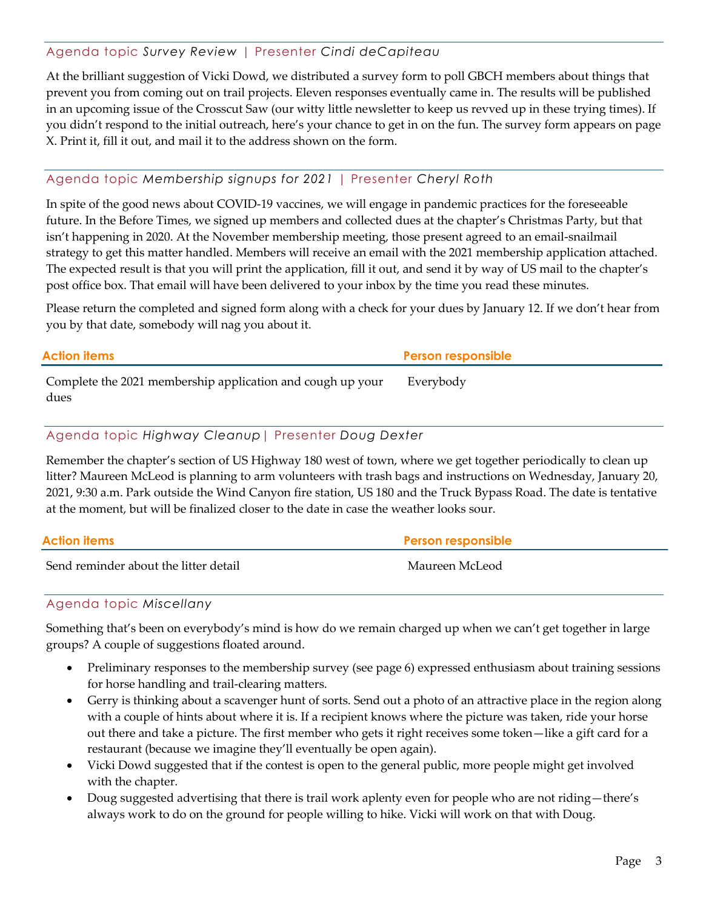### Agenda topic *Survey Review* | Presenter *Cindi deCapiteau*

At the brilliant suggestion of Vicki Dowd, we distributed a survey form to poll GBCH members about things that prevent you from coming out on trail projects. Eleven responses eventually came in. The results will be published in an upcoming issue of the Crosscut Saw (our witty little newsletter to keep us revved up in these trying times). If you didn't respond to the initial outreach, here's your chance to get in on the fun. The survey form appears on page X. Print it, fill it out, and mail it to the address shown on the form.

### Agenda topic *Membership signups for 2021* | Presenter *Cheryl Roth*

In spite of the good news about COVID-19 vaccines, we will engage in pandemic practices for the foreseeable future. In the Before Times, we signed up members and collected dues at the chapter's Christmas Party, but that isn't happening in 2020. At the November membership meeting, those present agreed to an email-snailmail strategy to get this matter handled. Members will receive an email with the 2021 membership application attached. The expected result is that you will print the application, fill it out, and send it by way of US mail to the chapter's post office box. That email will have been delivered to your inbox by the time you read these minutes.

Please return the completed and signed form along with a check for your dues by January 12. If we don't hear from you by that date, somebody will nag you about it.

| **Action items** | **Person responsible** |
| --- | --- |
| Complete the 2021 membership application and cough up your dues | Everybody |

### Agenda topic *Highway Cleanup* | Presenter *Doug Dexter*

Remember the chapter's section of US Highway 180 west of town, where we get together periodically to clean up litter? Maureen McLeod is planning to arm volunteers with trash bags and instructions on Wednesday, January 20, 2021, 9:30 a.m. Park outside the Wind Canyon fire station, US 180 and the Truck Bypass Road. The date is tentative at the moment, but will be finalized closer to the date in case the weather looks sour.

| **Action items** | **Person responsible** |
| --- | --- |
| Send reminder about the litter detail | Maureen McLeod |

### Agenda topic *Miscellany*

Something that's been on everybody's mind is how do we remain charged up when we can't get together in large groups? A couple of suggestions floated around.

- Preliminary responses to the membership survey (see page 6) expressed enthusiasm about training sessions for horse handling and trail-clearing matters.
- Gerry is thinking about a scavenger hunt of sorts. Send out a photo of an attractive place in the region along with a couple of hints about where it is. If a recipient knows where the picture was taken, ride your horse out there and take a picture. The first member who gets it right receives some token—like a gift card for a restaurant (because we imagine they'll eventually be open again).
- Vicki Dowd suggested that if the contest is open to the general public, more people might get involved with the chapter.
- Doug suggested advertising that there is trail work aplenty even for people who are not riding—there's always work to do on the ground for people willing to hike. Vicki will work on that with Doug.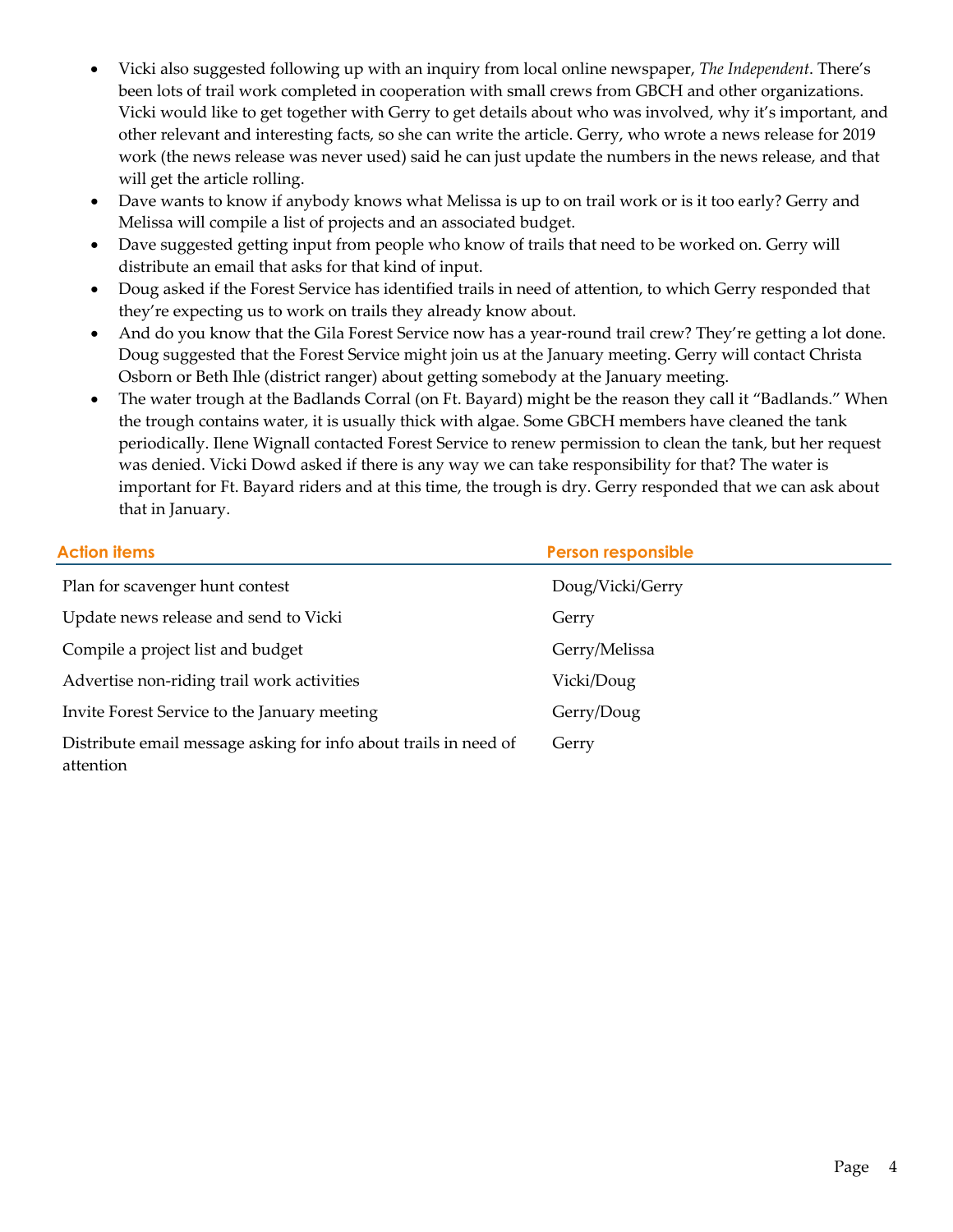- Vicki also suggested following up with an inquiry from local online newspaper, *The Independent*. There's been lots of trail work completed in cooperation with small crews from GBCH and other organizations. Vicki would like to get together with Gerry to get details about who was involved, why it's important, and other relevant and interesting facts, so she can write the article. Gerry, who wrote a news release for 2019 work (the news release was never used) said he can just update the numbers in the news release, and that will get the article rolling.
- Dave wants to know if anybody knows what Melissa is up to on trail work or is it too early? Gerry and Melissa will compile a list of projects and an associated budget.
- Dave suggested getting input from people who know of trails that need to be worked on. Gerry will distribute an email that asks for that kind of input.
- Doug asked if the Forest Service has identified trails in need of attention, to which Gerry responded that they're expecting us to work on trails they already know about.
- And do you know that the Gila Forest Service now has a year-round trail crew? They're getting a lot done. Doug suggested that the Forest Service might join us at the January meeting. Gerry will contact Christa Osborn or Beth Ihle (district ranger) about getting somebody at the January meeting.
- The water trough at the Badlands Corral (on Ft. Bayard) might be the reason they call it "Badlands." When the trough contains water, it is usually thick with algae. Some GBCH members have cleaned the tank periodically. Ilene Wignall contacted Forest Service to renew permission to clean the tank, but her request was denied. Vicki Dowd asked if there is any way we can take responsibility for that? The water is important for Ft. Bayard riders and at this time, the trough is dry. Gerry responded that we can ask about that in January.

| **Action items** | **Person responsible** |
|---|---|
| Plan for scavenger hunt contest | Doug/Vicki/Gerry |
| Update news release and send to Vicki | Gerry |
| Compile a project list and budget | Gerry/Melissa |
| Advertise non-riding trail work activities | Vicki/Doug |
| Invite Forest Service to the January meeting | Gerry/Doug |
| Distribute email message asking for info about trails in need of attention | Gerry |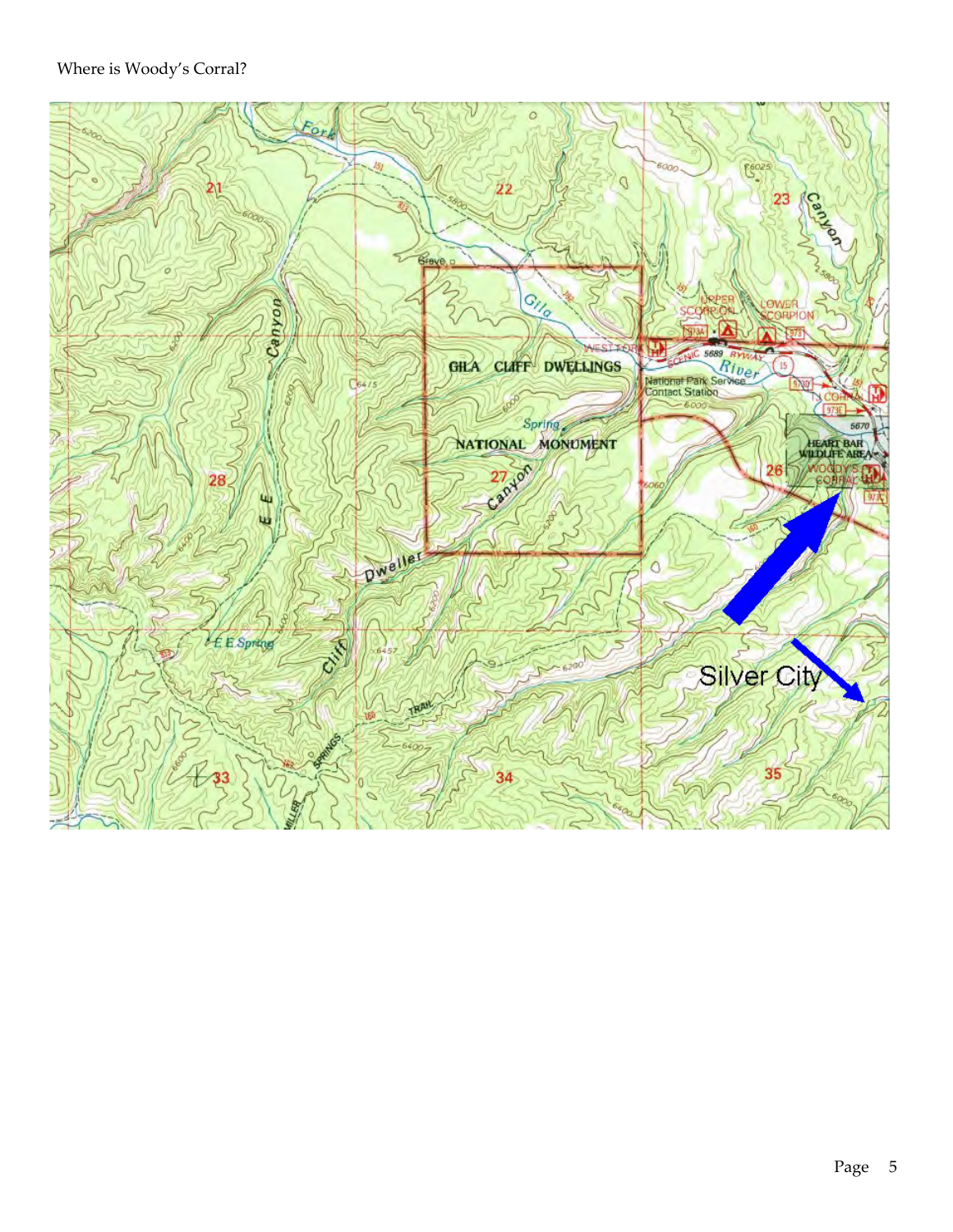Where is Woody's Corral?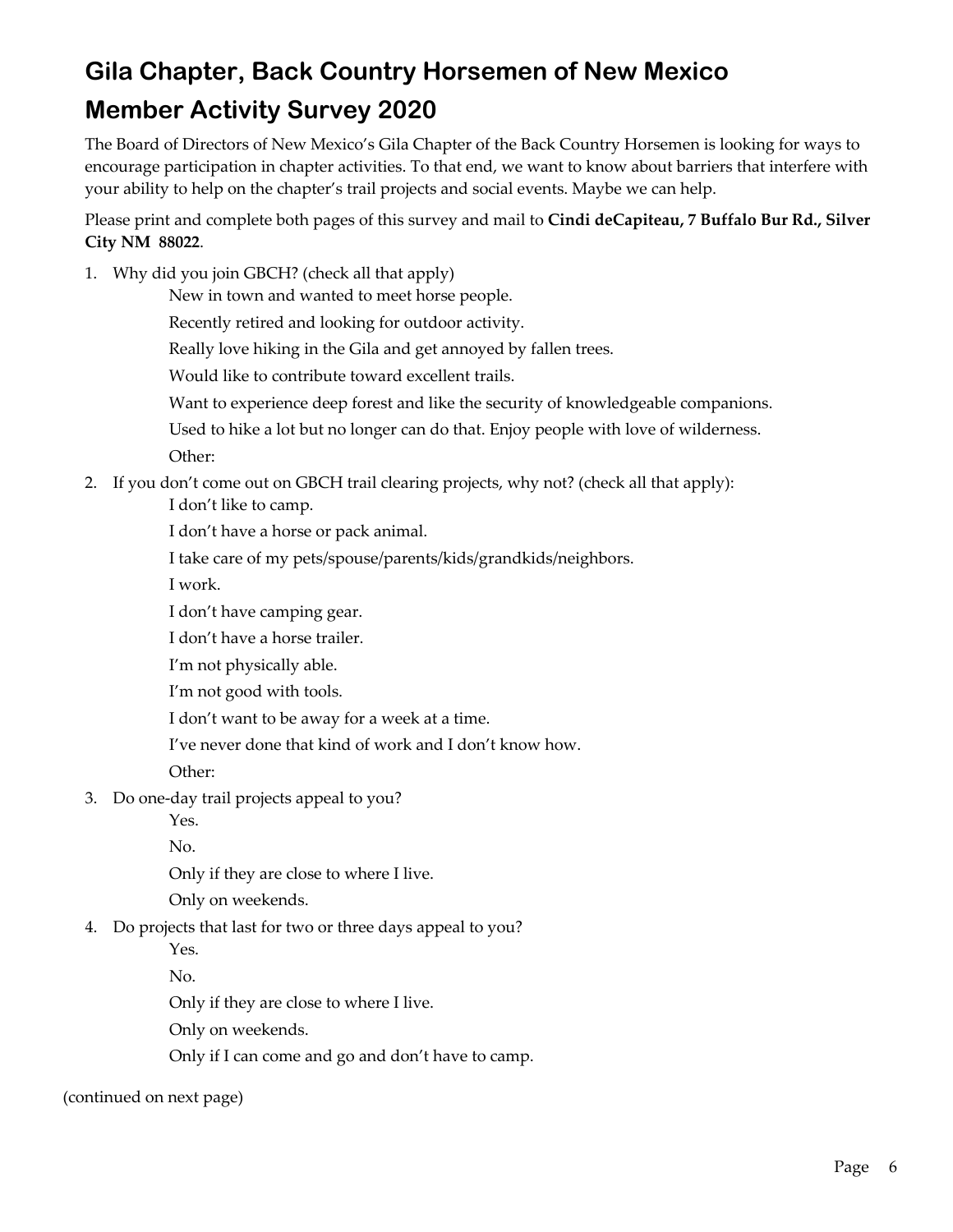# Gila Chapter, Back Country Horsemen of New Mexico

# Member Activity Survey 2020

The Board of Directors of New Mexico's Gila Chapter of the Back Country Horsemen is looking for ways to encourage participation in chapter activities. To that end, we want to know about barriers that interfere with your ability to help on the chapter's trail projects and social events. Maybe we can help.

Please print and complete both pages of this survey and mail to **Cindi deCapiteau, 7 Buffalo Bur Rd., Silver City NM 88022**.

1. Why did you join GBCH? (check all that apply)
   - New in town and wanted to meet horse people.
   - Recently retired and looking for outdoor activity.
   - Really love hiking in the Gila and get annoyed by fallen trees.
   - Would like to contribute toward excellent trails.
   - Want to experience deep forest and like the security of knowledgeable companions.
   - Used to hike a lot but no longer can do that. Enjoy people with love of wilderness.
   - Other:
2. If you don't come out on GBCH trail clearing projects, why not? (check all that apply):
   - I don't like to camp.
   - I don't have a horse or pack animal.
   - I take care of my pets/spouse/parents/kids/grandkids/neighbors.
   - I work.
   - I don't have camping gear.
   - I don't have a horse trailer.
   - I'm not physically able.
   - I'm not good with tools.
   - I don't want to be away for a week at a time.
   - I've never done that kind of work and I don't know how.
   - Other:
3. Do one-day trail projects appeal to you?
   - Yes.
   - No.
   - Only if they are close to where I live.
   - Only on weekends.
4. Do projects that last for two or three days appeal to you?
   - Yes.
   - No.
   - Only if they are close to where I live.
   - Only on weekends.
   - Only if I can come and go and don't have to camp.

(continued on next page)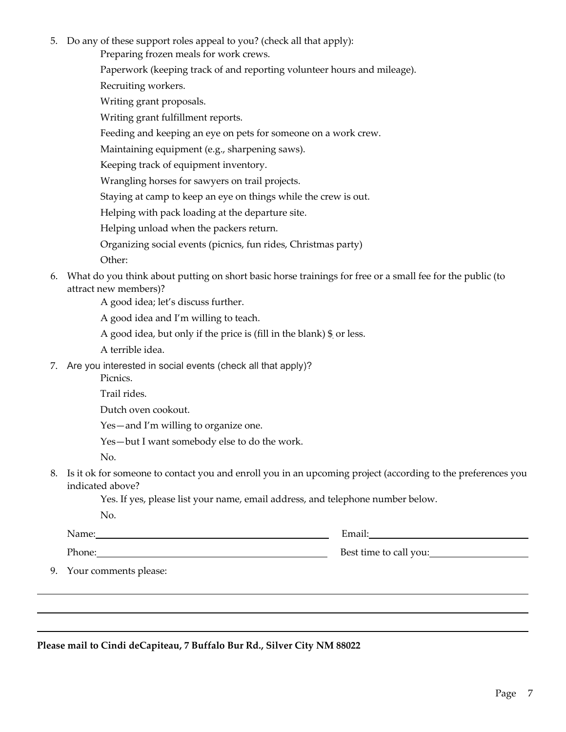5. Do any of these support roles appeal to you? (check all that apply):
    - Preparing frozen meals for work crews.
    - Paperwork (keeping track of and reporting volunteer hours and mileage).
    - Recruiting workers.
    - Writing grant proposals.
    - Writing grant fulfillment reports.
    - Feeding and keeping an eye on pets for someone on a work crew.
    - Maintaining equipment (e.g., sharpening saws).
    - Keeping track of equipment inventory.
    - Wrangling horses for sawyers on trail projects.
    - Staying at camp to keep an eye on things while the crew is out.
    - Helping with pack loading at the departure site.
    - Helping unload when the packers return.
    - Organizing social events (picnics, fun rides, Christmas party)
    - Other:
6. What do you think about putting on short basic horse trainings for free or a small fee for the public (to attract new members)?
    - A good idea; let's discuss further.
    - A good idea and I'm willing to teach.
    - A good idea, but only if the price is (fill in the blank) $ or less.
    - A terrible idea.
7. Are you interested in social events (check all that apply)?
    - Picnics.
    - Trail rides.
    - Dutch oven cookout.
    - Yes—and I'm willing to organize one.
    - Yes—but I want somebody else to do the work.
    - No.
8. Is it ok for someone to contact you and enroll you in an upcoming project (according to the preferences you indicated above?
    - Yes. If yes, please list your name, email address, and telephone number below.
    - No.

    Name:________________________ Email:________________________

    Phone:________________________ Best time to call you:________________________
9. Your comments please:

______________________________________________________________________

______________________________________________________________________

______________________________________________________________________

**Please mail to Cindi deCapiteau, 7 Buffalo Bur Rd., Silver City NM 88022**